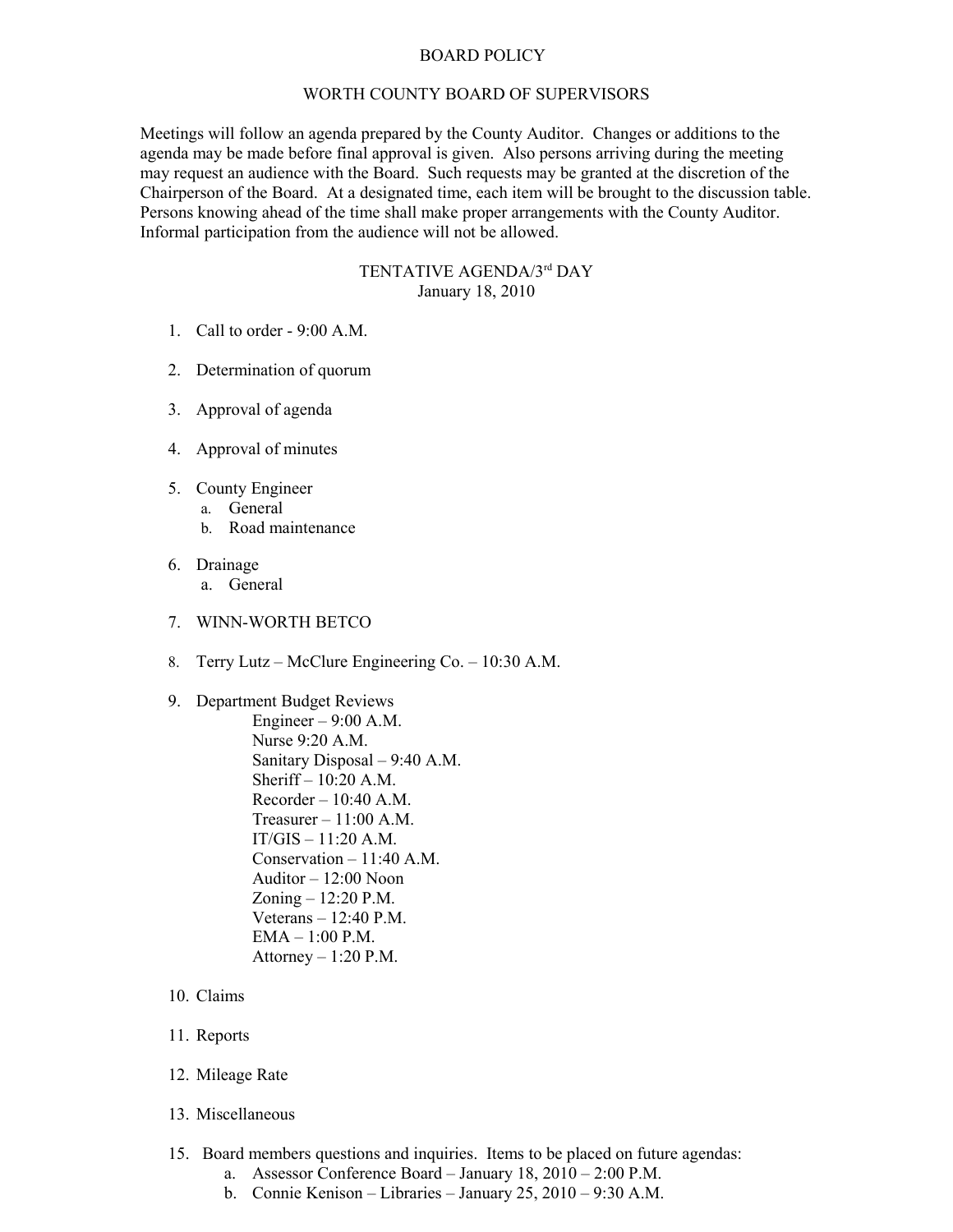# BOARD POLICY

## WORTH COUNTY BOARD OF SUPERVISORS

Meetings will follow an agenda prepared by the County Auditor. Changes or additions to the agenda may be made before final approval is given. Also persons arriving during the meeting may request an audience with the Board. Such requests may be granted at the discretion of the Chairperson of the Board. At a designated time, each item will be brought to the discussion table. Persons knowing ahead of the time shall make proper arrangements with the County Auditor. Informal participation from the audience will not be allowed.

### TENTATIVE AGENDA/3rd DAY
January 18, 2010

1. Call to order - 9:00 A.M.

2. Determination of quorum

3. Approval of agenda

4. Approval of minutes

5. County Engineer
   a. General
   b. Road maintenance

6. Drainage
   a. General

7. WINN-WORTH BETCO

8. Terry Lutz – McClure Engineering Co. – 10:30 A.M.

9. Department Budget Reviews
   - Engineer – 9:00 A.M.
   - Nurse 9:20 A.M.
   - Sanitary Disposal – 9:40 A.M.
   - Sheriff – 10:20 A.M.
   - Recorder – 10:40 A.M.
   - Treasurer – 11:00 A.M.
   - IT/GIS – 11:20 A.M.
   - Conservation – 11:40 A.M.
   - Auditor – 12:00 Noon
   - Zoning – 12:20 P.M.
   - Veterans – 12:40 P.M.
   - EMA – 1:00 P.M.
   - Attorney – 1:20 P.M.

10. Claims

11. Reports

12. Mileage Rate

13. Miscellaneous

15. Board members questions and inquiries. Items to be placed on future agendas:
    a. Assessor Conference Board – January 18, 2010 – 2:00 P.M.
    b. Connie Kenison – Libraries – January 25, 2010 – 9:30 A.M.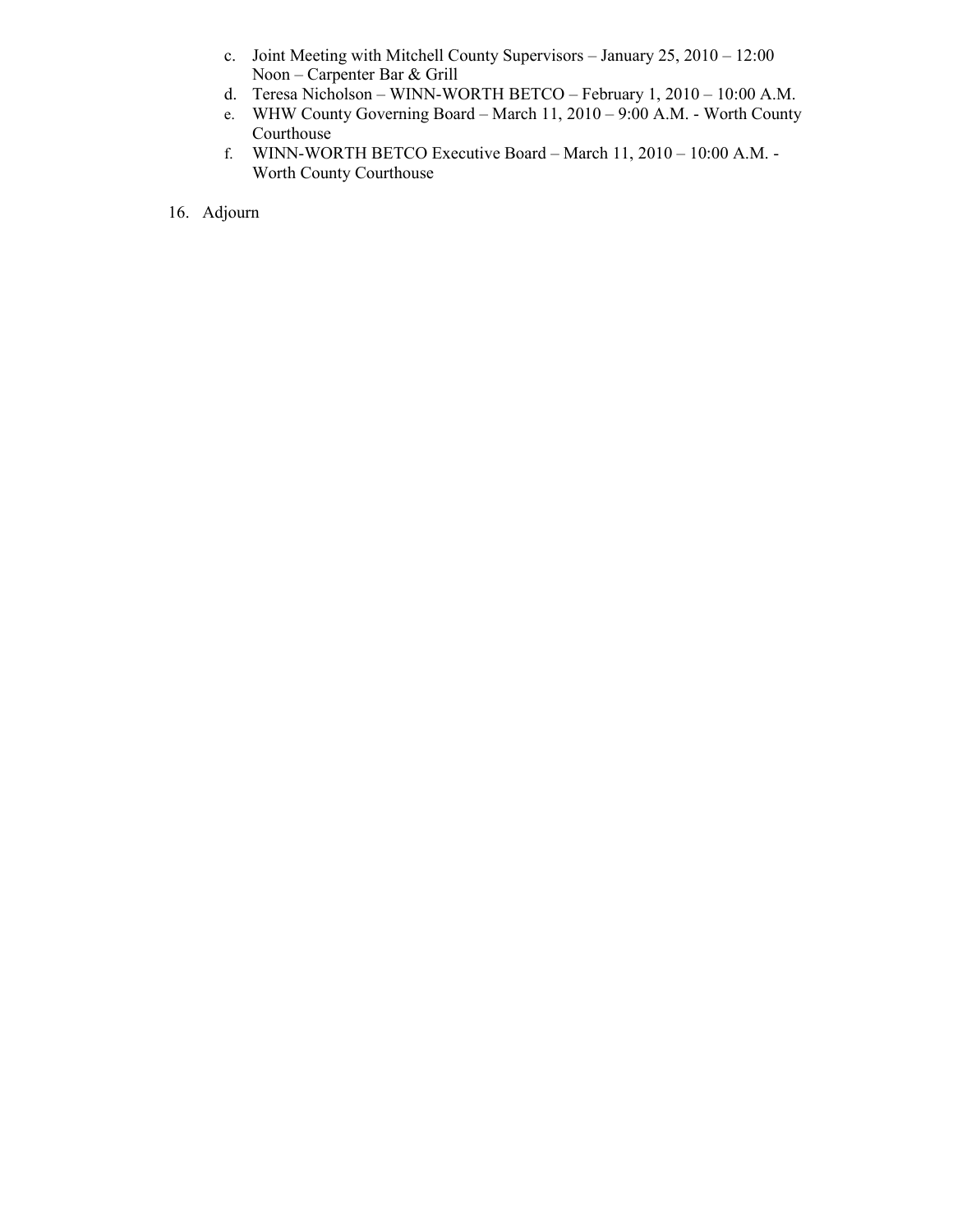c. Joint Meeting with Mitchell County Supervisors – January 25, 2010 – 12:00 Noon – Carpenter Bar & Grill
d. Teresa Nicholson – WINN-WORTH BETCO – February 1, 2010 – 10:00 A.M.
e. WHW County Governing Board – March 11, 2010 – 9:00 A.M. - Worth County Courthouse
f. WINN-WORTH BETCO Executive Board – March 11, 2010 – 10:00 A.M. - Worth County Courthouse

16. Adjourn